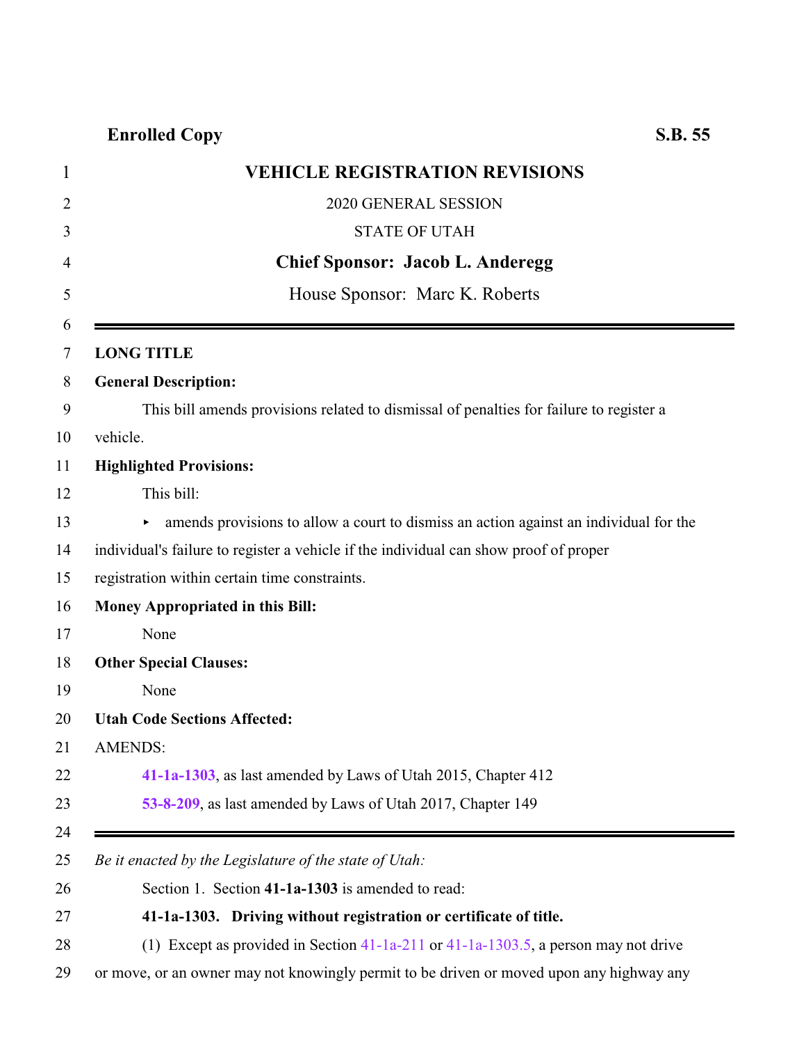**Enrolled Copy** **S.B. 55**

# VEHICLE REGISTRATION REVISIONS

2020 GENERAL SESSION

STATE OF UTAH

**Chief Sponsor: Jacob L. Anderegg**

House Sponsor: Marc K. Roberts

---

**LONG TITLE**

**General Description:**

This bill amends provisions related to dismissal of penalties for failure to register a vehicle.

**Highlighted Provisions:**

This bill:

- amends provisions to allow a court to dismiss an action against an individual for the individual's failure to register a vehicle if the individual can show proof of proper registration within certain time constraints.

**Money Appropriated in this Bill:**

None

**Other Special Clauses:**

None

**Utah Code Sections Affected:**

AMENDS:

**41-1a-1303**, as last amended by Laws of Utah 2015, Chapter 412

**53-8-209**, as last amended by Laws of Utah 2017, Chapter 149

---

*Be it enacted by the Legislature of the state of Utah:*

Section 1. Section **41-1a-1303** is amended to read:

**41-1a-1303. Driving without registration or certificate of title.**

(1) Except as provided in Section 41-1a-211 or 41-1a-1303.5, a person may not drive or move, or an owner may not knowingly permit to be driven or moved upon any highway any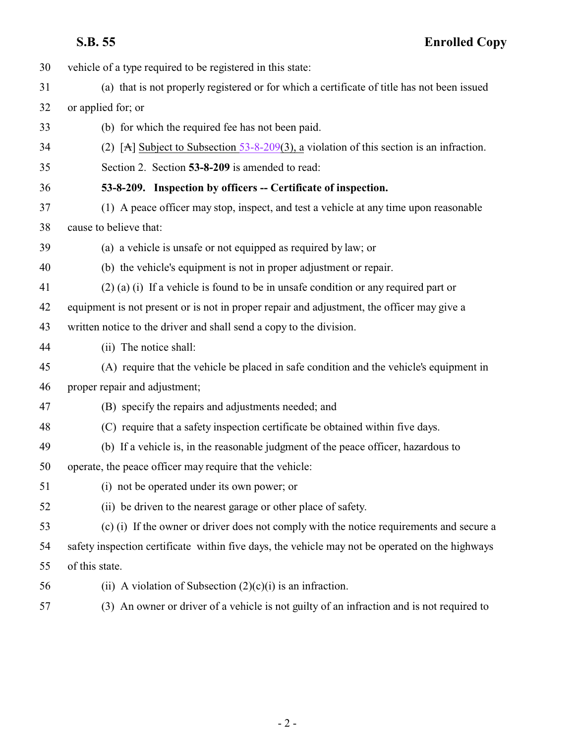vehicle of a type required to be registered in this state:

(a) that is not properly registered or for which a certificate of title has not been issued or applied for; or

(b) for which the required fee has not been paid.

(2) [~~A~~] Subject to Subsection 53-8-209(3), a violation of this section is an infraction.

Section 2. Section **53-8-209** is amended to read:

**53-8-209. Inspection by officers -- Certificate of inspection.**

(1) A peace officer may stop, inspect, and test a vehicle at any time upon reasonable cause to believe that:

(a) a vehicle is unsafe or not equipped as required by law; or

(b) the vehicle's equipment is not in proper adjustment or repair.

(2) (a) (i) If a vehicle is found to be in unsafe condition or any required part or equipment is not present or is not in proper repair and adjustment, the officer may give a written notice to the driver and shall send a copy to the division.

(ii) The notice shall:

(A) require that the vehicle be placed in safe condition and the vehicle's equipment in proper repair and adjustment;

(B) specify the repairs and adjustments needed; and

(C) require that a safety inspection certificate be obtained within five days.

(b) If a vehicle is, in the reasonable judgment of the peace officer, hazardous to operate, the peace officer may require that the vehicle:

(i) not be operated under its own power; or

(ii) be driven to the nearest garage or other place of safety.

(c) (i) If the owner or driver does not comply with the notice requirements and secure a safety inspection certificate within five days, the vehicle may not be operated on the highways of this state.

(ii) A violation of Subsection (2)(c)(i) is an infraction.

(3) An owner or driver of a vehicle is not guilty of an infraction and is not required to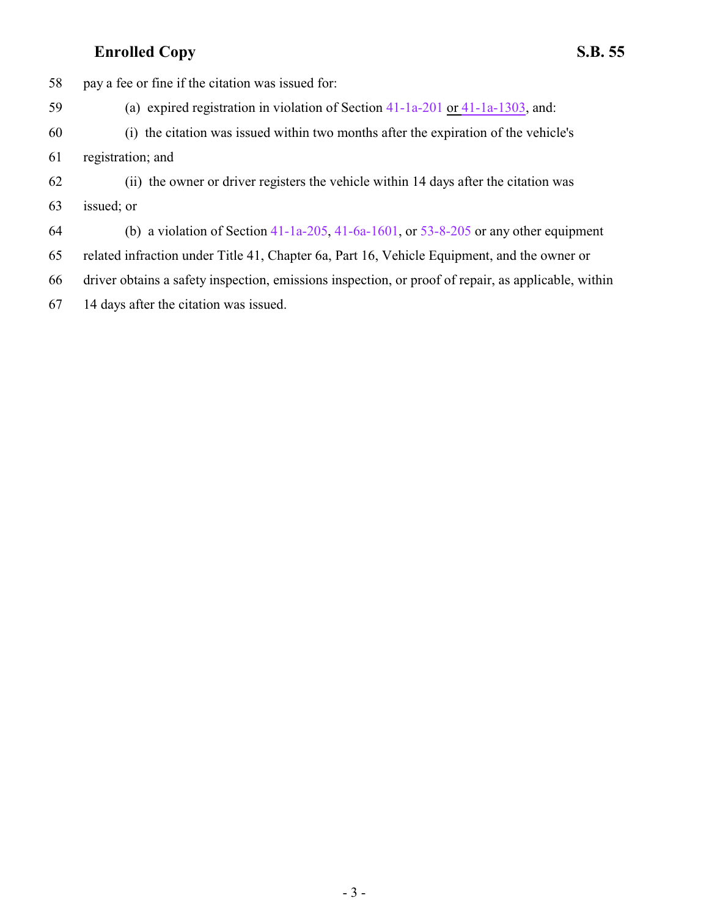58 pay a fee or fine if the citation was issued for:

59 (a) expired registration in violation of Section 41-1a-201 or 41-1a-1303, and:

60 (i) the citation was issued within two months after the expiration of the vehicle's

61 registration; and

62 (ii) the owner or driver registers the vehicle within 14 days after the citation was

63 issued; or

64 (b) a violation of Section 41-1a-205, 41-6a-1601, or 53-8-205 or any other equipment

65 related infraction under Title 41, Chapter 6a, Part 16, Vehicle Equipment, and the owner or

66 driver obtains a safety inspection, emissions inspection, or proof of repair, as applicable, within

67 14 days after the citation was issued.